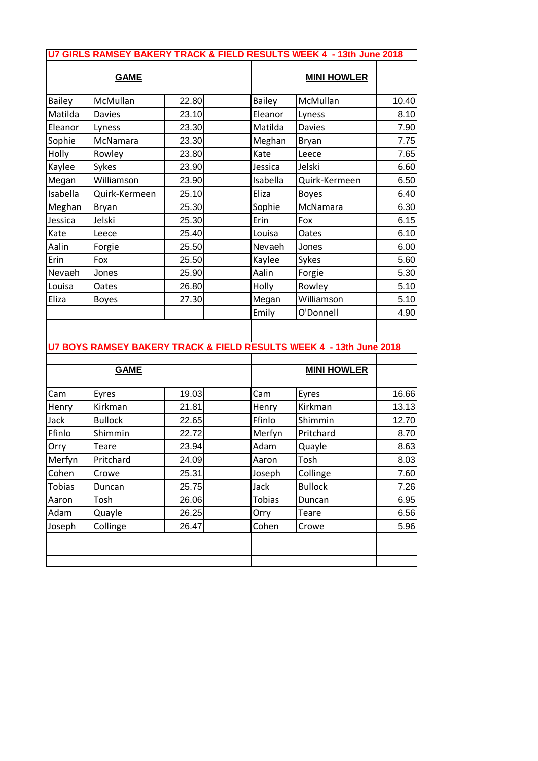## U7 GIRLS RAMSEY BAKERY TRACK & FIELD RESULTS WEEK 4 - 13th June 2018

| GAME | | | | MINI HOWLER | | |
|---|---|---|---|---|---|---|
| Bailey | McMullan | 22.80 | | Bailey | McMullan | 10.40 |
| Matilda | Davies | 23.10 | | Eleanor | Lyness | 8.10 |
| Eleanor | Lyness | 23.30 | | Matilda | Davies | 7.90 |
| Sophie | McNamara | 23.30 | | Meghan | Bryan | 7.75 |
| Holly | Rowley | 23.80 | | Kate | Leece | 7.65 |
| Kaylee | Sykes | 23.90 | | Jessica | Jelski | 6.60 |
| Megan | Williamson | 23.90 | | Isabella | Quirk-Kermeen | 6.50 |
| Isabella | Quirk-Kermeen | 25.10 | | Eliza | Boyes | 6.40 |
| Meghan | Bryan | 25.30 | | Sophie | McNamara | 6.30 |
| Jessica | Jelski | 25.30 | | Erin | Fox | 6.15 |
| Kate | Leece | 25.40 | | Louisa | Oates | 6.10 |
| Aalin | Forgie | 25.50 | | Nevaeh | Jones | 6.00 |
| Erin | Fox | 25.50 | | Kaylee | Sykes | 5.60 |
| Nevaeh | Jones | 25.90 | | Aalin | Forgie | 5.30 |
| Louisa | Oates | 26.80 | | Holly | Rowley | 5.10 |
| Eliza | Boyes | 27.30 | | Megan | Williamson | 5.10 |
| | | | | Emily | O'Donnell | 4.90 |

## U7 BOYS RAMSEY BAKERY TRACK & FIELD RESULTS WEEK 4 - 13th June 2018

| GAME | | | | MINI HOWLER | | |
|---|---|---|---|---|---|---|
| Cam | Eyres | 19.03 | | Cam | Eyres | 16.66 |
| Henry | Kirkman | 21.81 | | Henry | Kirkman | 13.13 |
| Jack | Bullock | 22.65 | | Ffinlo | Shimmin | 12.70 |
| Ffinlo | Shimmin | 22.72 | | Merfyn | Pritchard | 8.70 |
| Orry | Teare | 23.94 | | Adam | Quayle | 8.63 |
| Merfyn | Pritchard | 24.09 | | Aaron | Tosh | 8.03 |
| Cohen | Crowe | 25.31 | | Joseph | Collinge | 7.60 |
| Tobias | Duncan | 25.75 | | Jack | Bullock | 7.26 |
| Aaron | Tosh | 26.06 | | Tobias | Duncan | 6.95 |
| Adam | Quayle | 26.25 | | Orry | Teare | 6.56 |
| Joseph | Collinge | 26.47 | | Cohen | Crowe | 5.96 |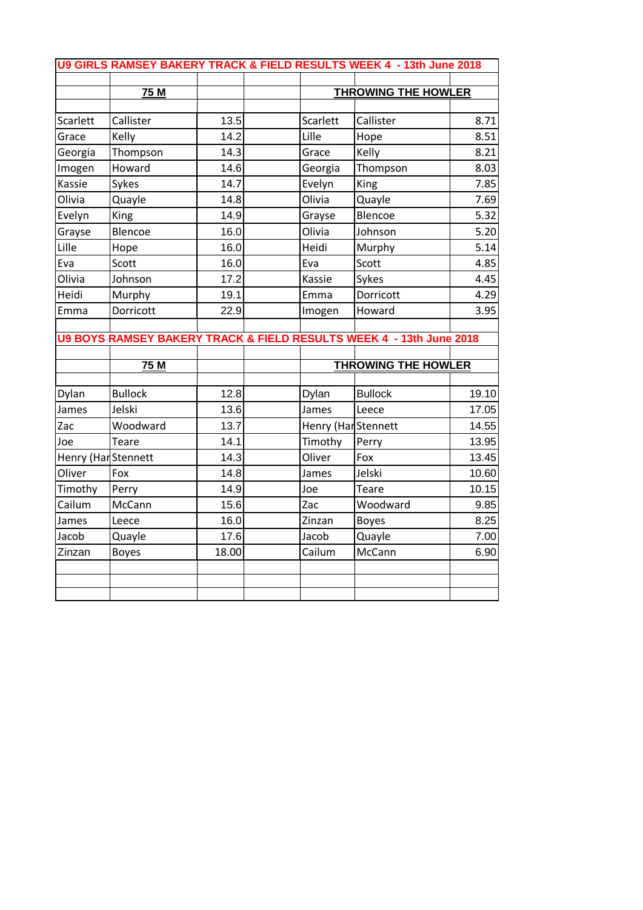## U9 GIRLS RAMSEY BAKERY TRACK & FIELD RESULTS WEEK 4 - 13th June 2018

| 75 M | | | | THROWING THE HOWLER | | |
|---|---|---|---|---|---|---|
| Scarlett | Callister | 13.5 | | Scarlett | Callister | 8.71 |
| Grace | Kelly | 14.2 | | Lille | Hope | 8.51 |
| Georgia | Thompson | 14.3 | | Grace | Kelly | 8.21 |
| Imogen | Howard | 14.6 | | Georgia | Thompson | 8.03 |
| Kassie | Sykes | 14.7 | | Evelyn | King | 7.85 |
| Olivia | Quayle | 14.8 | | Olivia | Quayle | 7.69 |
| Evelyn | King | 14.9 | | Grayse | Blencoe | 5.32 |
| Grayse | Blencoe | 16.0 | | Olivia | Johnson | 5.20 |
| Lille | Hope | 16.0 | | Heidi | Murphy | 5.14 |
| Eva | Scott | 16.0 | | Eva | Scott | 4.85 |
| Olivia | Johnson | 17.2 | | Kassie | Sykes | 4.45 |
| Heidi | Murphy | 19.1 | | Emma | Dorricott | 4.29 |
| Emma | Dorricott | 22.9 | | Imogen | Howard | 3.95 |

## U9 BOYS RAMSEY BAKERY TRACK & FIELD RESULTS WEEK 4 - 13th June 2018

| 75 M | | | | THROWING THE HOWLER | | |
|---|---|---|---|---|---|---|
| Dylan | Bullock | 12.8 | | Dylan | Bullock | 19.10 |
| James | Jelski | 13.6 | | James | Leece | 17.05 |
| Zac | Woodward | 13.7 | | Henry (Har | Stennett | 14.55 |
| Joe | Teare | 14.1 | | Timothy | Perry | 13.95 |
| Henry (Har | Stennett | 14.3 | | Oliver | Fox | 13.45 |
| Oliver | Fox | 14.8 | | James | Jelski | 10.60 |
| Timothy | Perry | 14.9 | | Joe | Teare | 10.15 |
| Cailum | McCann | 15.6 | | Zac | Woodward | 9.85 |
| James | Leece | 16.0 | | Zinzan | Boyes | 8.25 |
| Jacob | Quayle | 17.6 | | Jacob | Quayle | 7.00 |
| Zinzan | Boyes | 18.00 | | Cailum | McCann | 6.90 |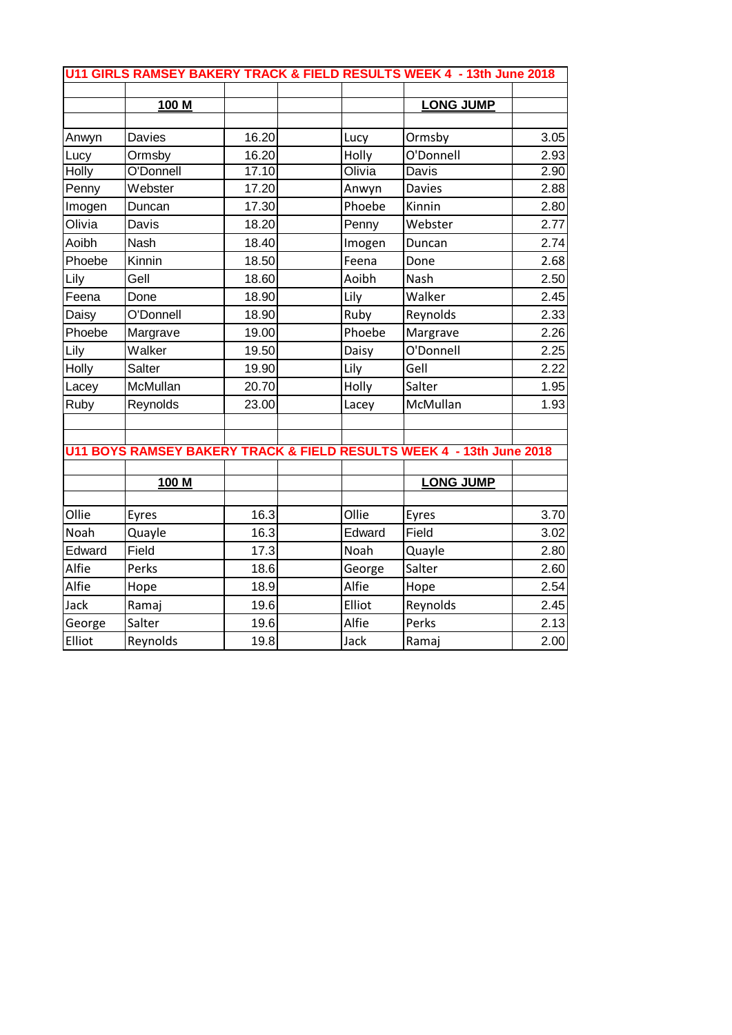## U11 GIRLS RAMSEY BAKERY TRACK & FIELD RESULTS WEEK 4 - 13th June 2018

| | 100 M | | | | LONG JUMP | |
|---|---|---|---|---|---|---|
| Anwyn | Davies | 16.20 | | Lucy | Ormsby | 3.05 |
| Lucy | Ormsby | 16.20 | | Holly | O'Donnell | 2.93 |
| Holly | O'Donnell | 17.10 | | Olivia | Davis | 2.90 |
| Penny | Webster | 17.20 | | Anwyn | Davies | 2.88 |
| Imogen | Duncan | 17.30 | | Phoebe | Kinnin | 2.80 |
| Olivia | Davis | 18.20 | | Penny | Webster | 2.77 |
| Aoibh | Nash | 18.40 | | Imogen | Duncan | 2.74 |
| Phoebe | Kinnin | 18.50 | | Feena | Done | 2.68 |
| Lily | Gell | 18.60 | | Aoibh | Nash | 2.50 |
| Feena | Done | 18.90 | | Lily | Walker | 2.45 |
| Daisy | O'Donnell | 18.90 | | Ruby | Reynolds | 2.33 |
| Phoebe | Margrave | 19.00 | | Phoebe | Margrave | 2.26 |
| Lily | Walker | 19.50 | | Daisy | O'Donnell | 2.25 |
| Holly | Salter | 19.90 | | Lily | Gell | 2.22 |
| Lacey | McMullan | 20.70 | | Holly | Salter | 1.95 |
| Ruby | Reynolds | 23.00 | | Lacey | McMullan | 1.93 |

## U11 BOYS RAMSEY BAKERY TRACK & FIELD RESULTS WEEK 4 - 13th June 2018

| | 100 M | | | | LONG JUMP | |
|---|---|---|---|---|---|---|
| Ollie | Eyres | 16.3 | | Ollie | Eyres | 3.70 |
| Noah | Quayle | 16.3 | | Edward | Field | 3.02 |
| Edward | Field | 17.3 | | Noah | Quayle | 2.80 |
| Alfie | Perks | 18.6 | | George | Salter | 2.60 |
| Alfie | Hope | 18.9 | | Alfie | Hope | 2.54 |
| Jack | Ramaj | 19.6 | | Elliot | Reynolds | 2.45 |
| George | Salter | 19.6 | | Alfie | Perks | 2.13 |
| Elliot | Reynolds | 19.8 | | Jack | Ramaj | 2.00 |